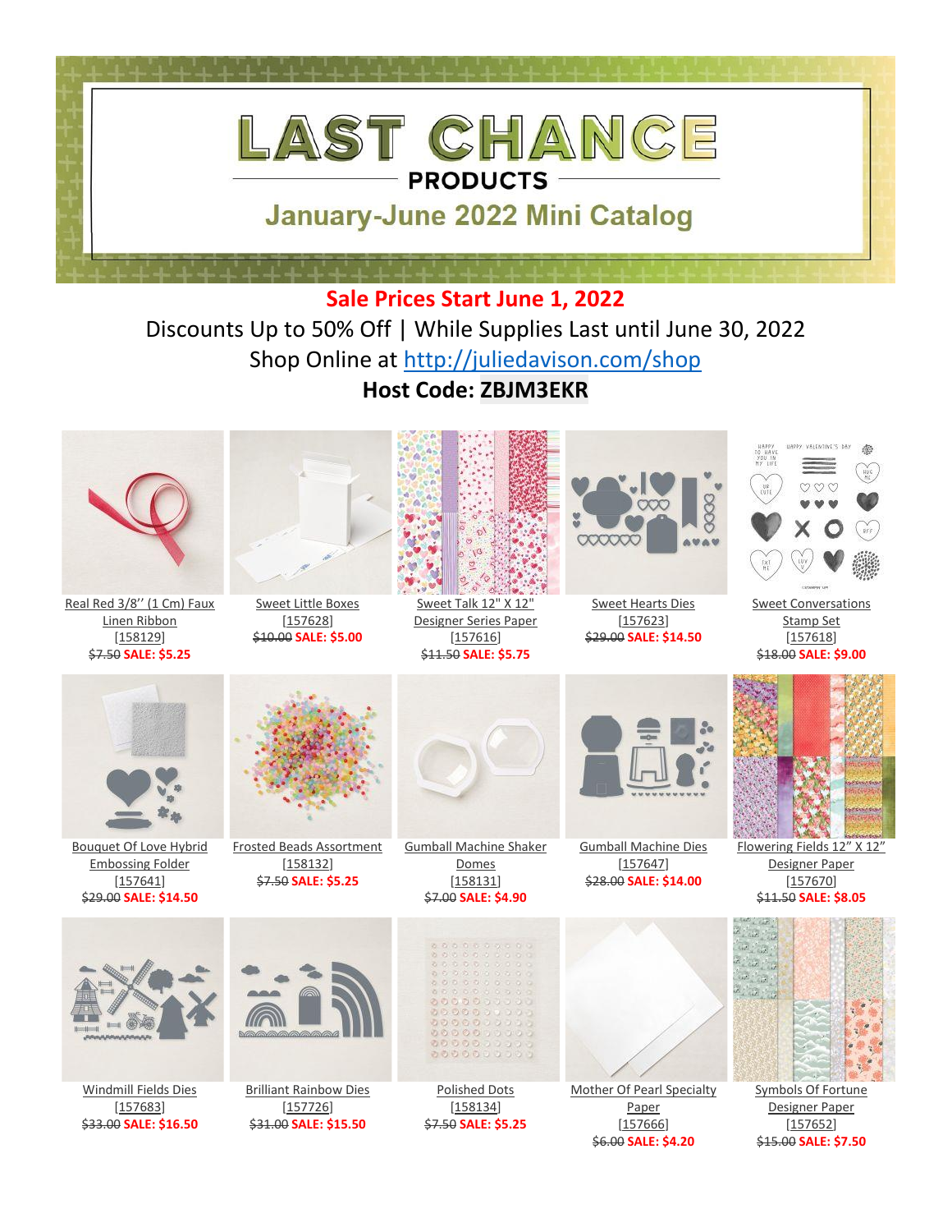# LAST CHANCE

## PRODUCTS

## January-June 2022 Mini Catalog

**Sale Prices Start June 1, 2022**

Discounts Up to 50% Off | While Supplies Last until June 30, 2022

Shop Online at http://juliedavison.com/shop

**Host Code: ZBJM3EKR**

| | | | | |
|---|---|---|---|---|
| Real Red 3/8″ (1 Cm) Faux Linen Ribbon [158129] ~~$7.50~~ **SALE: $5.25** | Sweet Little Boxes [157628] ~~$10.00~~ **SALE: $5.00** | Sweet Talk 12" X 12" Designer Series Paper [157616] ~~$11.50~~ **SALE: $5.75** | Sweet Hearts Dies [157623] ~~$29.00~~ **SALE: $14.50** | Sweet Conversations Stamp Set [157618] ~~$18.00~~ **SALE: $9.00** |
| Bouquet Of Love Hybrid Embossing Folder [157641] ~~$29.00~~ **SALE: $14.50** | Frosted Beads Assortment [158132] ~~$7.50~~ **SALE: $5.25** | Gumball Machine Shaker Domes [158131] ~~$7.00~~ **SALE: $4.90** | Gumball Machine Dies [157647] ~~$28.00~~ **SALE: $14.00** | Flowering Fields 12" X 12" Designer Paper [157670] ~~$11.50~~ **SALE: $8.05** |
| Windmill Fields Dies [157683] ~~$33.00~~ **SALE: $16.50** | Brilliant Rainbow Dies [157726] ~~$31.00~~ **SALE: $15.50** | Polished Dots [158134] ~~$7.50~~ **SALE: $5.25** | Mother Of Pearl Specialty Paper [157666] ~~$6.00~~ **SALE: $4.20** | Symbols Of Fortune Designer Paper [157652] ~~$15.00~~ **SALE: $7.50** |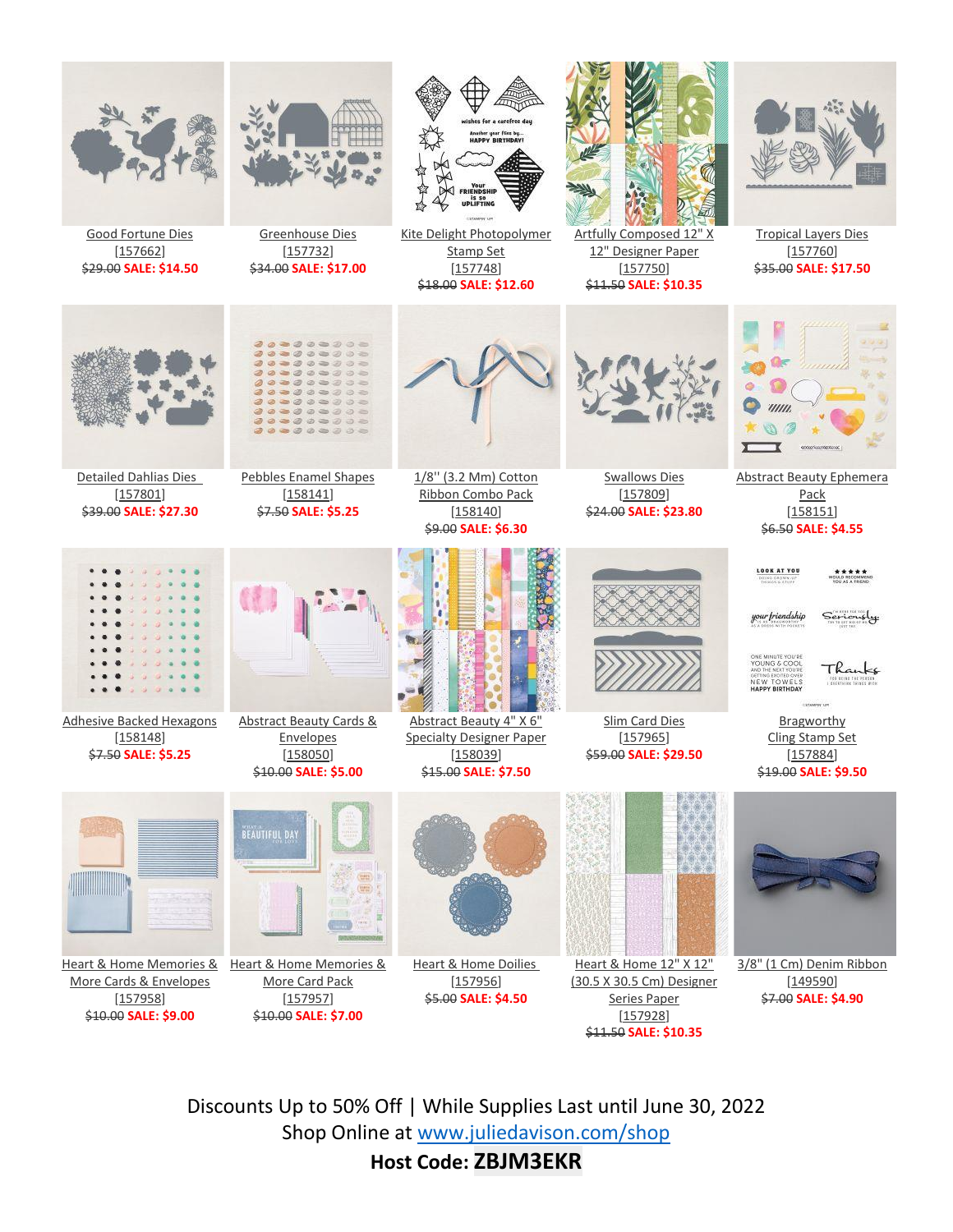| | | | | |
|---|---|---|---|---|
| Good Fortune Dies [157662] ~~$29.00~~ **SALE: $14.50** | Greenhouse Dies [157732] ~~$34.00~~ **SALE: $17.00** | Kite Delight Photopolymer Stamp Set [157748] ~~$18.00~~ **SALE: $12.60** | Artfully Composed 12" X 12" Designer Paper [157750] ~~$11.50~~ **SALE: $10.35** | Tropical Layers Dies [157760] ~~$35.00~~ **SALE: $17.50** |
| Detailed Dahlias Dies [157801] ~~$39.00~~ **SALE: $27.30** | Pebbles Enamel Shapes [158141] ~~$7.50~~ **SALE: $5.25** | 1/8" (3.2 Mm) Cotton Ribbon Combo Pack [158140] ~~$9.00~~ **SALE: $6.30** | Swallows Dies [157809] ~~$24.00~~ **SALE: $23.80** | Abstract Beauty Ephemera Pack [158151] ~~$6.50~~ **SALE: $4.55** |
| Adhesive Backed Hexagons [158148] ~~$7.50~~ **SALE: $5.25** | Abstract Beauty Cards & Envelopes [158050] ~~$10.00~~ **SALE: $5.00** | Abstract Beauty 4" X 6" Specialty Designer Paper [158039] ~~$15.00~~ **SALE: $7.50** | Slim Card Dies [157965] ~~$59.00~~ **SALE: $29.50** | Bragworthy Cling Stamp Set [157884] ~~$19.00~~ **SALE: $9.50** |
| Heart & Home Memories & More Cards & Envelopes [157958] ~~$10.00~~ **SALE: $9.00** | Heart & Home Memories & More Card Pack [157957] ~~$10.00~~ **SALE: $7.00** | Heart & Home Doilies [157956] ~~$5.00~~ **SALE: $4.50** | Heart & Home 12" X 12" (30.5 X 30.5 Cm) Designer Series Paper [157928] ~~$11.50~~ **SALE: $10.35** | 3/8" (1 Cm) Denim Ribbon [149590] ~~$7.00~~ **SALE: $4.90** |

Discounts Up to 50% Off | While Supplies Last until June 30, 2022

Shop Online at www.juliedavison.com/shop

**Host Code: ZBJM3EKR**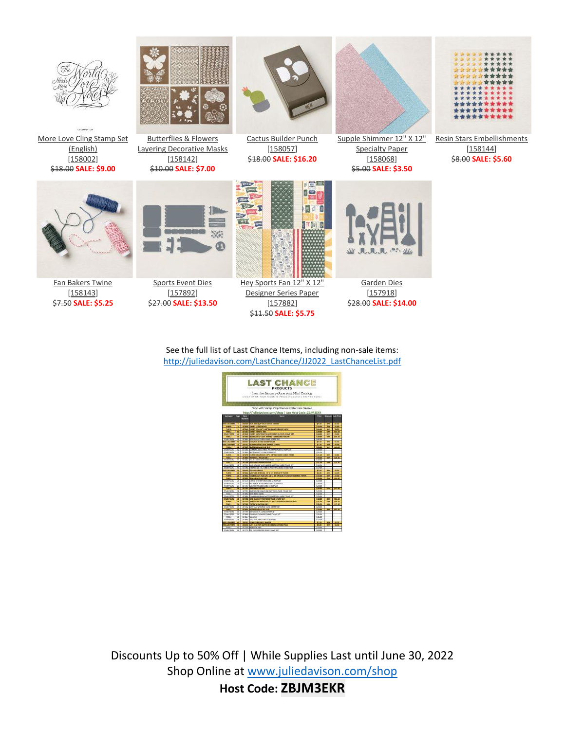More Love Cling Stamp Set (English)
[158002]
~~$18.00~~ **SALE: $9.00**

Butterflies & Flowers Layering Decorative Masks
[158142]
~~$10.00~~ **SALE: $7.00**

Cactus Builder Punch
[158057]
~~$18.00~~ **SALE: $16.20**

Supple Shimmer 12" X 12" Specialty Paper
[158068]
~~$5.00~~ **SALE: $3.50**

Resin Stars Embellishments
[158144]
~~$8.00~~ **SALE: $5.60**

Fan Bakers Twine
[158143]
~~$7.50~~ **SALE: $5.25**

Sports Event Dies
[157892]
~~$27.00~~ **SALE: $13.50**

Hey Sports Fan 12" X 12" Designer Series Paper
[157882]
~~$11.50~~ **SALE: $5.75**

Garden Dies
[157918]
~~$28.00~~ **SALE: $14.00**

See the full list of Last Chance Items, including non-sale items:
http://juliedavison.com/LastChance/JJ2022_LastChanceList.pdf

Discounts Up to 50% Off | While Supplies Last until June 30, 2022
Shop Online at www.juliedavison.com/shop
**Host Code: ZBJM3EKR**